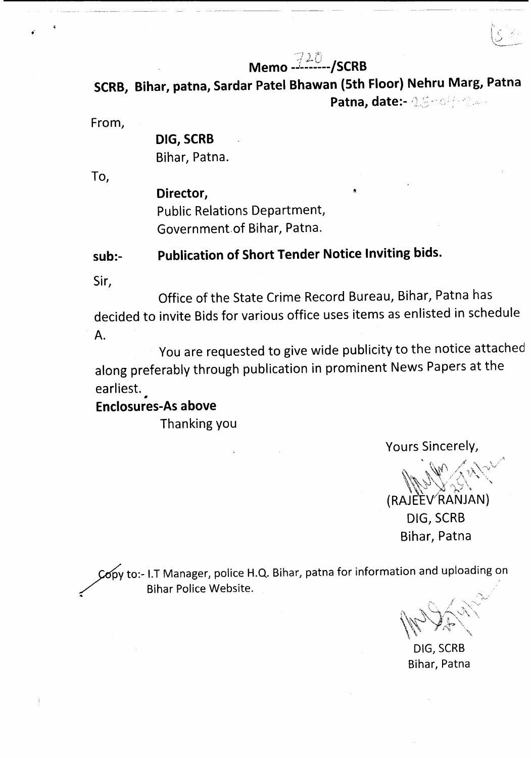**Memo 720/SCRB**

**SCRB, Bihar, patna, Sardar Patel Bhawan (5th Floor) Nehru Marg, Patna**

**Patna, date:- 25-04-22**

From,

**DIG, SCRB**
Bihar, Patna.

To,

**Director,**
Public Relations Department,
Government of Bihar, Patna.

**sub:- Publication of Short Tender Notice Inviting bids.**

Sir,

Office of the State Crime Record Bureau, Bihar, Patna has decided to invite Bids for various office uses items as enlisted in schedule A.

You are requested to give wide publicity to the notice attached along preferably through publication in prominent News Papers at the earliest.

**Enclosures-As above**

Thanking you

Yours Sincerely,

(RAJEEV RANJAN)
DIG, SCRB
Bihar, Patna

Copy to:- I.T Manager, police H.Q. Bihar, patna for information and uploading on Bihar Police Website.

DIG, SCRB
Bihar, Patna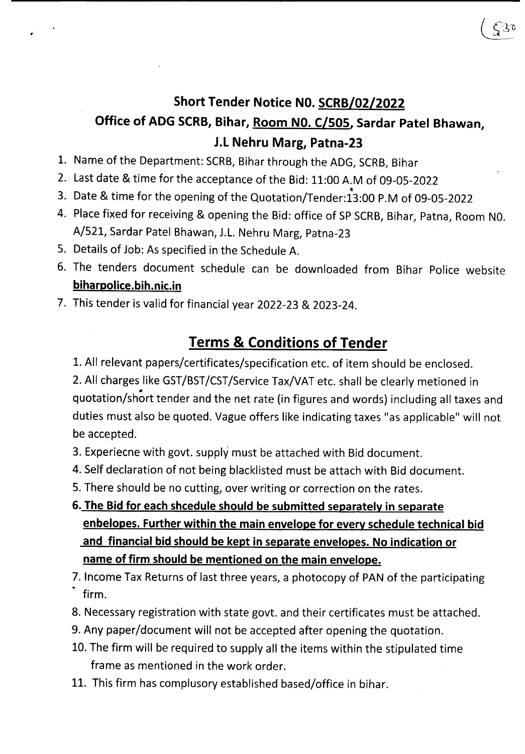# Short Tender Notice NO. SCRB/02/2022

## Office of ADG SCRB, Bihar, Room NO. C/505, Sardar Patel Bhawan, J.L Nehru Marg, Patna-23

1. Name of the Department: SCRB, Bihar through the ADG, SCRB, Bihar
2. Last date & time for the acceptance of the Bid: 11:00 A.M of 09-05-2022
3. Date & time for the opening of the Quotation/Tender:13:00 P.M of 09-05-2022
4. Place fixed for receiving & opening the Bid: office of SP SCRB, Bihar, Patna, Room NO. A/521, Sardar Patel Bhawan, J.L. Nehru Marg, Patna-23
5. Details of Job: As specified in the Schedule A.
6. The tenders document schedule can be downloaded from Bihar Police website **biharpolice.bih.nic.in**
7. This tender is valid for financial year 2022-23 & 2023-24.

## Terms & Conditions of Tender

1. All relevant papers/certificates/specification etc. of item should be enclosed.
2. All charges like GST/BST/CST/Service Tax/VAT etc. shall be clearly metioned in quotation/short tender and the net rate (in figures and words) including all taxes and duties must also be quoted. Vague offers like indicating taxes "as applicable" will not be accepted.
3. Experiecne with govt. supply must be attached with Bid document.
4. Self declaration of not being blacklisted must be attach with Bid document.
5. There should be no cutting, over writing or correction on the rates.
6. **The Bid for each shcedule should be submitted separately in separate enbelopes. Further within the main envelope for every schedule technical bid and financial bid should be kept in separate envelopes. No indication or name of firm should be mentioned on the main envelope.**
7. Income Tax Returns of last three years, a photocopy of PAN of the participating firm.
8. Necessary registration with state govt. and their certificates must be attached.
9. Any paper/document will not be accepted after opening the quotation.
10. The firm will be required to supply all the items within the stipulated time frame as mentioned in the work order.
11. This firm has complusory established based/office in bihar.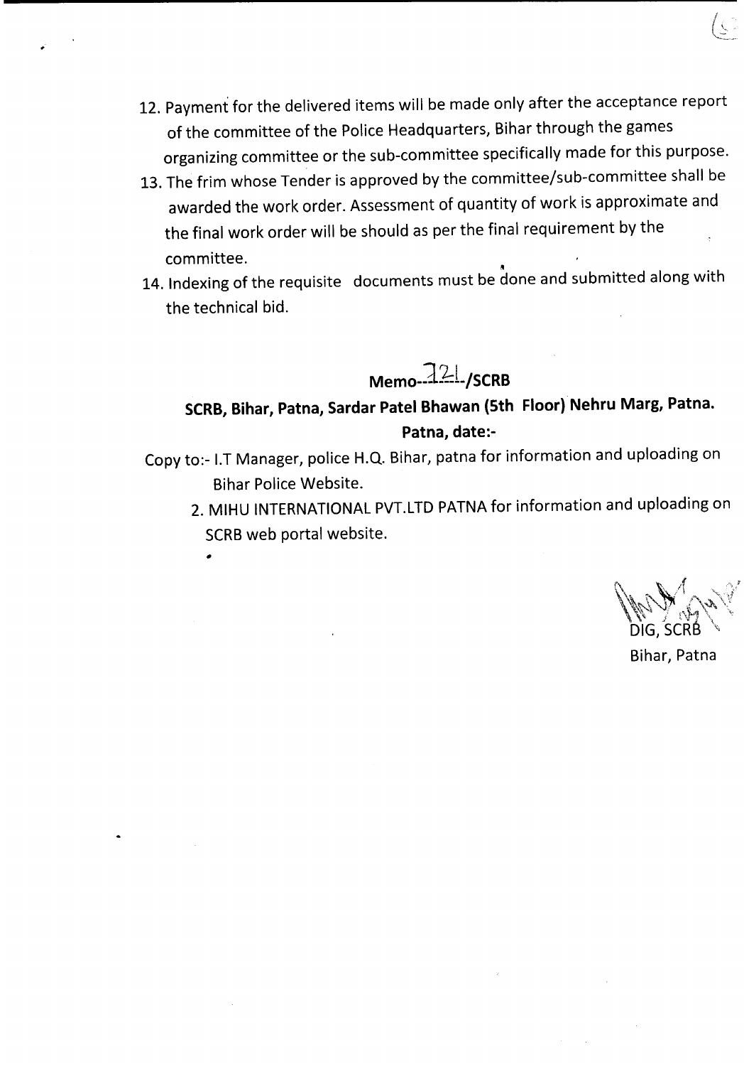12. Payment for the delivered items will be made only after the acceptance report of the committee of the Police Headquarters, Bihar through the games organizing committee or the sub-committee specifically made for this purpose.
13. The frim whose Tender is approved by the committee/sub-committee shall be awarded the work order. Assessment of quantity of work is approximate and the final work order will be should as per the final requirement by the committee.
14. Indexing of the requisite documents must be done and submitted along with the technical bid.

**Memo--121--/SCRB**

**SCRB, Bihar, Patna, Sardar Patel Bhawan (5th Floor) Nehru Marg, Patna.**

**Patna, date:-**

Copy to:- I.T Manager, police H.Q. Bihar, patna for information and uploading on Bihar Police Website.

2. MIHU INTERNATIONAL PVT.LTD PATNA for information and uploading on SCRB web portal website.

DIG, SCRB
Bihar, Patna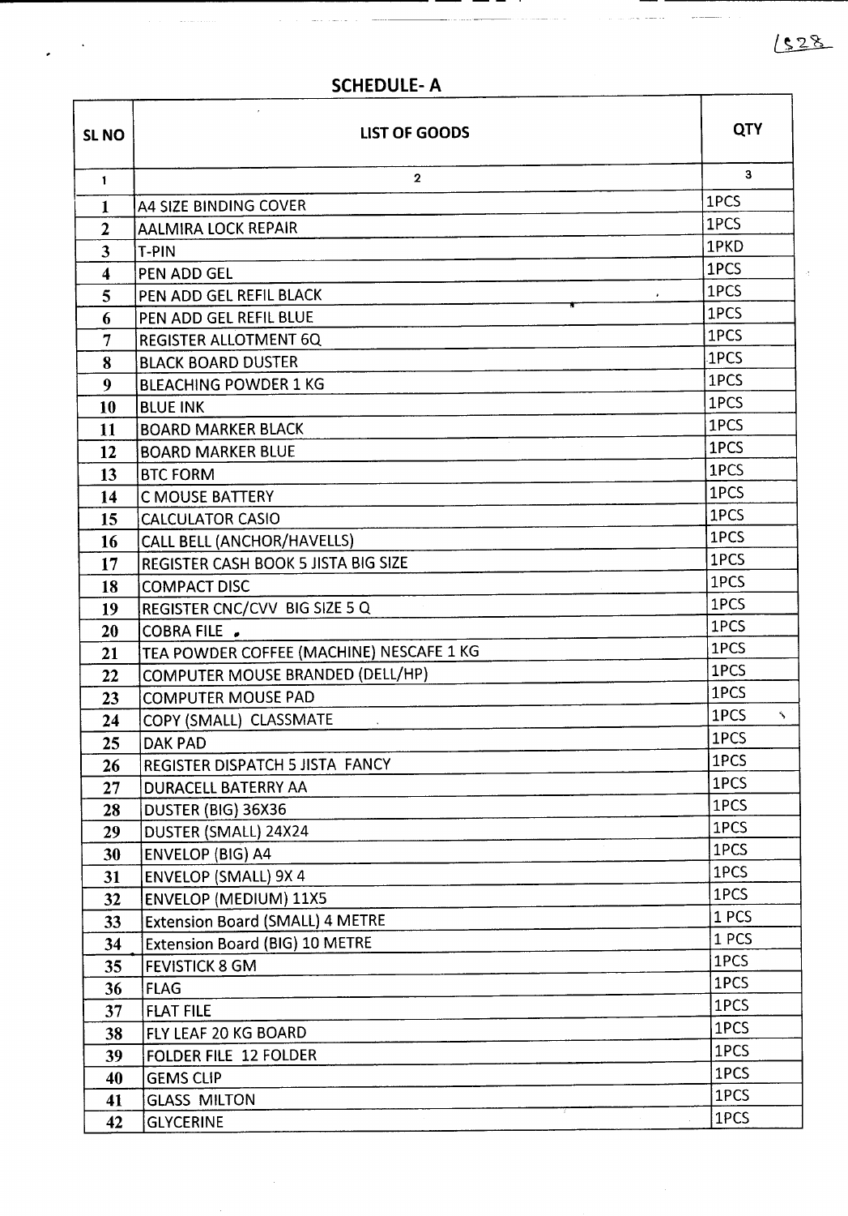## SCHEDULE- A

| SL NO | LIST OF GOODS | QTY |
|---|---|---|
| 1 | 2 | 3 |
| 1 | A4 SIZE BINDING COVER | 1PCS |
| 2 | AALMIRA LOCK REPAIR | 1PCS |
| 3 | T-PIN | 1PKD |
| 4 | PEN ADD GEL | 1PCS |
| 5 | PEN ADD GEL REFIL BLACK | 1PCS |
| 6 | PEN ADD GEL REFIL BLUE | 1PCS |
| 7 | REGISTER ALLOTMENT 6Q | 1PCS |
| 8 | BLACK BOARD DUSTER | 1PCS |
| 9 | BLEACHING POWDER 1 KG | 1PCS |
| 10 | BLUE INK | 1PCS |
| 11 | BOARD MARKER BLACK | 1PCS |
| 12 | BOARD MARKER BLUE | 1PCS |
| 13 | BTC FORM | 1PCS |
| 14 | C MOUSE BATTERY | 1PCS |
| 15 | CALCULATOR CASIO | 1PCS |
| 16 | CALL BELL (ANCHOR/HAVELLS) | 1PCS |
| 17 | REGISTER CASH BOOK 5 JISTA BIG SIZE | 1PCS |
| 18 | COMPACT DISC | 1PCS |
| 19 | REGISTER CNC/CVV BIG SIZE 5 Q | 1PCS |
| 20 | COBRA FILE | 1PCS |
| 21 | TEA POWDER COFFEE (MACHINE) NESCAFE 1 KG | 1PCS |
| 22 | COMPUTER MOUSE BRANDED (DELL/HP) | 1PCS |
| 23 | COMPUTER MOUSE PAD | 1PCS |
| 24 | COPY (SMALL) CLASSMATE | 1PCS |
| 25 | DAK PAD | 1PCS |
| 26 | REGISTER DISPATCH 5 JISTA FANCY | 1PCS |
| 27 | DURACELL BATERRY AA | 1PCS |
| 28 | DUSTER (BIG) 36X36 | 1PCS |
| 29 | DUSTER (SMALL) 24X24 | 1PCS |
| 30 | ENVELOP (BIG) A4 | 1PCS |
| 31 | ENVELOP (SMALL) 9X 4 | 1PCS |
| 32 | ENVELOP (MEDIUM) 11X5 | 1PCS |
| 33 | Extension Board (SMALL) 4 METRE | 1 PCS |
| 34 | Extension Board (BIG) 10 METRE | 1 PCS |
| 35 | FEVISTICK 8 GM | 1PCS |
| 36 | FLAG | 1PCS |
| 37 | FLAT FILE | 1PCS |
| 38 | FLY LEAF 20 KG BOARD | 1PCS |
| 39 | FOLDER FILE 12 FOLDER | 1PCS |
| 40 | GEMS CLIP | 1PCS |
| 41 | GLASS MILTON | 1PCS |
| 42 | GLYCERINE | 1PCS |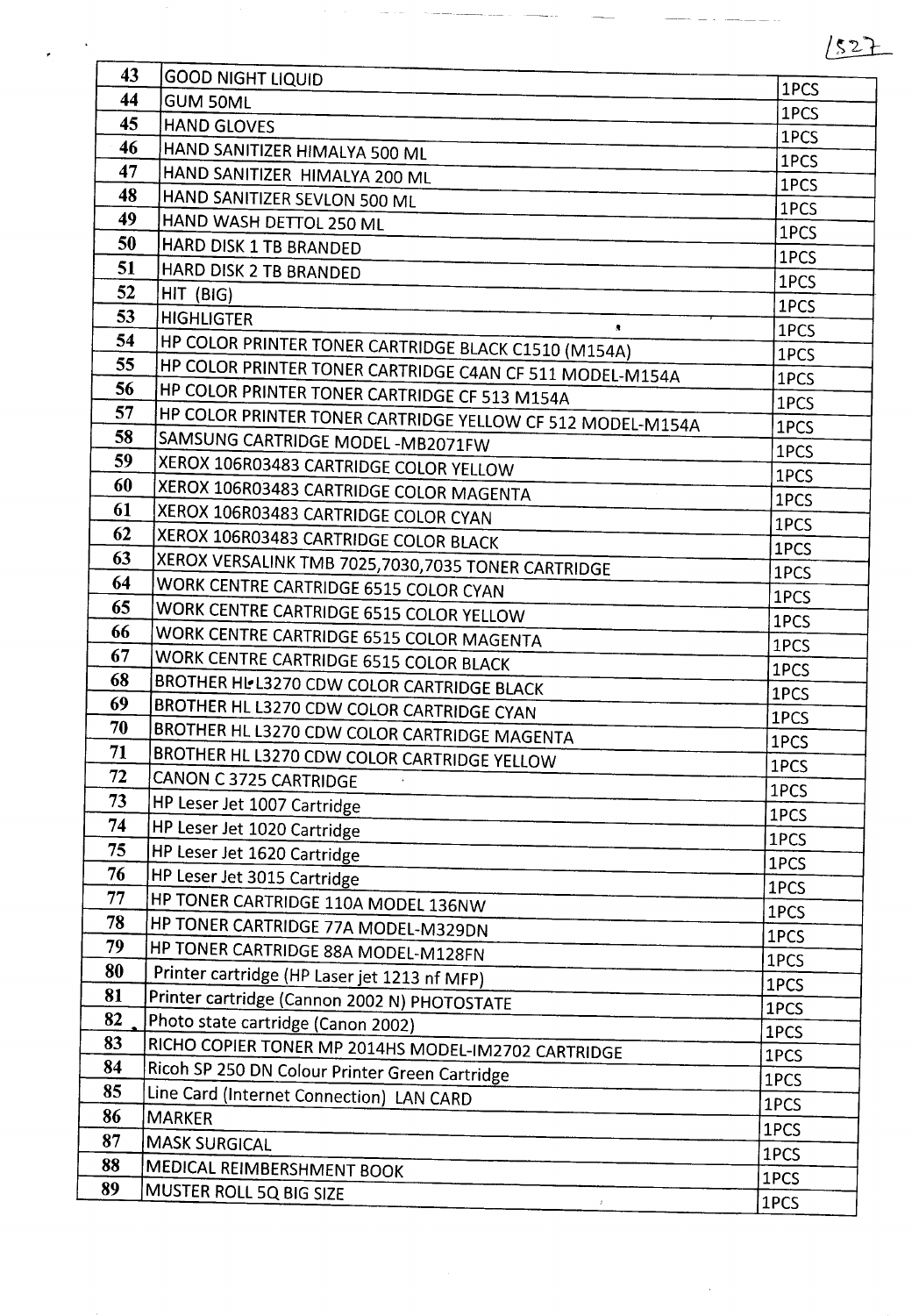| 43 | GOOD NIGHT LIQUID | 1PCS |
|---|---|---|
| 44 | GUM 50ML | 1PCS |
| 45 | HAND GLOVES | 1PCS |
| 46 | HAND SANITIZER HIMALYA 500 ML | 1PCS |
| 47 | HAND SANITIZER HIMALYA 200 ML | 1PCS |
| 48 | HAND SANITIZER SEVLON 500 ML | 1PCS |
| 49 | HAND WASH DETTOL 250 ML | 1PCS |
| 50 | HARD DISK 1 TB BRANDED | 1PCS |
| 51 | HARD DISK 2 TB BRANDED | 1PCS |
| 52 | HIT (BIG) | 1PCS |
| 53 | HIGHLIGTER | 1PCS |
| 54 | HP COLOR PRINTER TONER CARTRIDGE BLACK C1510 (M154A) | 1PCS |
| 55 | HP COLOR PRINTER TONER CARTRIDGE C4AN CF 511 MODEL-M154A | 1PCS |
| 56 | HP COLOR PRINTER TONER CARTRIDGE CF 513 M154A | 1PCS |
| 57 | HP COLOR PRINTER TONER CARTRIDGE YELLOW CF 512 MODEL-M154A | 1PCS |
| 58 | SAMSUNG CARTRIDGE MODEL -MB2071FW | 1PCS |
| 59 | XEROX 106R03483 CARTRIDGE COLOR YELLOW | 1PCS |
| 60 | XEROX 106R03483 CARTRIDGE COLOR MAGENTA | 1PCS |
| 61 | XEROX 106R03483 CARTRIDGE COLOR CYAN | 1PCS |
| 62 | XEROX 106R03483 CARTRIDGE COLOR BLACK | 1PCS |
| 63 | XEROX VERSALINK TMB 7025,7030,7035 TONER CARTRIDGE | 1PCS |
| 64 | WORK CENTRE CARTRIDGE 6515 COLOR CYAN | 1PCS |
| 65 | WORK CENTRE CARTRIDGE 6515 COLOR YELLOW | 1PCS |
| 66 | WORK CENTRE CARTRIDGE 6515 COLOR MAGENTA | 1PCS |
| 67 | WORK CENTRE CARTRIDGE 6515 COLOR BLACK | 1PCS |
| 68 | BROTHER HL L3270 CDW COLOR CARTRIDGE BLACK | 1PCS |
| 69 | BROTHER HL L3270 CDW COLOR CARTRIDGE CYAN | 1PCS |
| 70 | BROTHER HL L3270 CDW COLOR CARTRIDGE MAGENTA | 1PCS |
| 71 | BROTHER HL L3270 CDW COLOR CARTRIDGE YELLOW | 1PCS |
| 72 | CANON C 3725 CARTRIDGE | 1PCS |
| 73 | HP Leser Jet 1007 Cartridge | 1PCS |
| 74 | HP Leser Jet 1020 Cartridge | 1PCS |
| 75 | HP Leser Jet 1620 Cartridge | 1PCS |
| 76 | HP Leser Jet 3015 Cartridge | 1PCS |
| 77 | HP TONER CARTRIDGE 110A MODEL 136NW | 1PCS |
| 78 | HP TONER CARTRIDGE 77A MODEL-M329DN | 1PCS |
| 79 | HP TONER CARTRIDGE 88A MODEL-M128FN | 1PCS |
| 80 | Printer cartridge (HP Laser jet 1213 nf MFP) | 1PCS |
| 81 | Printer cartridge (Cannon 2002 N) PHOTOSTATE | 1PCS |
| 82 | Photo state cartridge (Canon 2002) | 1PCS |
| 83 | RICHO COPIER TONER MP 2014HS MODEL-IM2702 CARTRIDGE | 1PCS |
| 84 | Ricoh SP 250 DN Colour Printer Green Cartridge | 1PCS |
| 85 | Line Card (Internet Connection) LAN CARD | 1PCS |
| 86 | MARKER | 1PCS |
| 87 | MASK SURGICAL | 1PCS |
| 88 | MEDICAL REIMBERSHMENT BOOK | 1PCS |
| 89 | MUSTER ROLL 5Q BIG SIZE | 1PCS |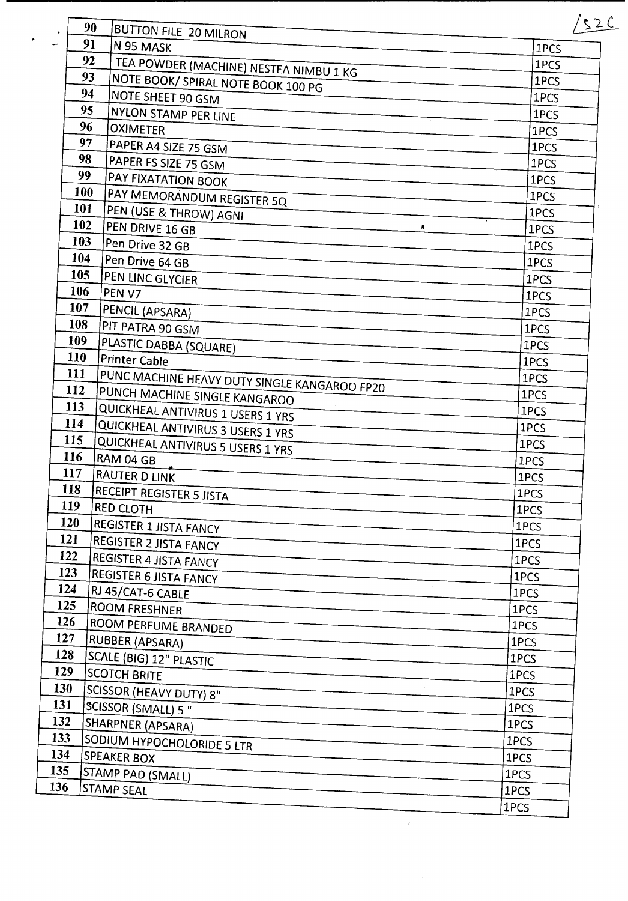| | | |
|---|---|---|
| 90 | BUTTON FILE 20 MILRON | 1PCS |
| 91 | N 95 MASK | 1PCS |
| 92 | TEA POWDER (MACHINE) NESTEA NIMBU 1 KG | 1PCS |
| 93 | NOTE BOOK/ SPIRAL NOTE BOOK 100 PG | 1PCS |
| 94 | NOTE SHEET 90 GSM | 1PCS |
| 95 | NYLON STAMP PER LINE | 1PCS |
| 96 | OXIMETER | 1PCS |
| 97 | PAPER A4 SIZE 75 GSM | 1PCS |
| 98 | PAPER FS SIZE 75 GSM | 1PCS |
| 99 | PAY FIXATATION BOOK | 1PCS |
| 100 | PAY MEMORANDUM REGISTER 5Q | 1PCS |
| 101 | PEN (USE & THROW) AGNI | 1PCS |
| 102 | PEN DRIVE 16 GB | 1PCS |
| 103 | Pen Drive 32 GB | 1PCS |
| 104 | Pen Drive 64 GB | 1PCS |
| 105 | PEN LINC GLYCIER | 1PCS |
| 106 | PEN V7 | 1PCS |
| 107 | PENCIL (APSARA) | 1PCS |
| 108 | PIT PATRA 90 GSM | 1PCS |
| 109 | PLASTIC DABBA (SQUARE) | 1PCS |
| 110 | Printer Cable | 1PCS |
| 111 | PUNC MACHINE HEAVY DUTY SINGLE KANGAROO FP20 | 1PCS |
| 112 | PUNCH MACHINE SINGLE KANGAROO | 1PCS |
| 113 | QUICKHEAL ANTIVIRUS 1 USERS 1 YRS | 1PCS |
| 114 | QUICKHEAL ANTIVIRUS 3 USERS 1 YRS | 1PCS |
| 115 | QUICKHEAL ANTIVIRUS 5 USERS 1 YRS | 1PCS |
| 116 | RAM 04 GB | 1PCS |
| 117 | RAUTER D LINK | 1PCS |
| 118 | RECEIPT REGISTER 5 JISTA | 1PCS |
| 119 | RED CLOTH | 1PCS |
| 120 | REGISTER 1 JISTA FANCY | 1PCS |
| 121 | REGISTER 2 JISTA FANCY | 1PCS |
| 122 | REGISTER 4 JISTA FANCY | 1PCS |
| 123 | REGISTER 6 JISTA FANCY | 1PCS |
| 124 | RJ 45/CAT-6 CABLE | 1PCS |
| 125 | ROOM FRESHNER | 1PCS |
| 126 | ROOM PERFUME BRANDED | 1PCS |
| 127 | RUBBER (APSARA) | 1PCS |
| 128 | SCALE (BIG) 12" PLASTIC | 1PCS |
| 129 | SCOTCH BRITE | 1PCS |
| 130 | SCISSOR (HEAVY DUTY) 8" | 1PCS |
| 131 | SCISSOR (SMALL) 5 " | 1PCS |
| 132 | SHARPNER (APSARA) | 1PCS |
| 133 | SODIUM HYPOCHOLORIDE 5 LTR | 1PCS |
| 134 | SPEAKER BOX | 1PCS |
| 135 | STAMP PAD (SMALL) | 1PCS |
| 136 | STAMP SEAL | 1PCS |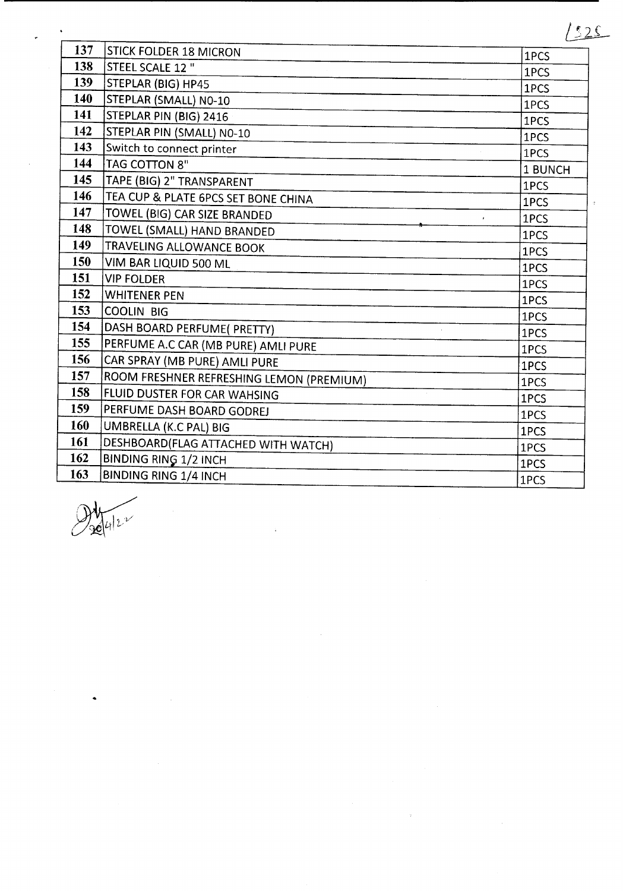| | | |
|---|---|---|
| 137 | STICK FOLDER 18 MICRON | 1PCS |
| 138 | STEEL SCALE 12 " | 1PCS |
| 139 | STEPLAR (BIG) HP45 | 1PCS |
| 140 | STEPLAR (SMALL) NO-10 | 1PCS |
| 141 | STEPLAR PIN (BIG) 2416 | 1PCS |
| 142 | STEPLAR PIN (SMALL) NO-10 | 1PCS |
| 143 | Switch to connect printer | 1PCS |
| 144 | TAG COTTON 8" | 1 BUNCH |
| 145 | TAPE (BIG) 2" TRANSPARENT | 1PCS |
| 146 | TEA CUP & PLATE 6PCS SET BONE CHINA | 1PCS |
| 147 | TOWEL (BIG) CAR SIZE BRANDED | 1PCS |
| 148 | TOWEL (SMALL) HAND BRANDED | 1PCS |
| 149 | TRAVELING ALLOWANCE BOOK | 1PCS |
| 150 | VIM BAR LIQUID 500 ML | 1PCS |
| 151 | VIP FOLDER | 1PCS |
| 152 | WHITENER PEN | 1PCS |
| 153 | COOLIN BIG | 1PCS |
| 154 | DASH BOARD PERFUME( PRETTY) | 1PCS |
| 155 | PERFUME A.C CAR (MB PURE) AMLI PURE | 1PCS |
| 156 | CAR SPRAY (MB PURE) AMLI PURE | 1PCS |
| 157 | ROOM FRESHNER REFRESHING LEMON (PREMIUM) | 1PCS |
| 158 | FLUID DUSTER FOR CAR WAHSING | 1PCS |
| 159 | PERFUME DASH BOARD GODREJ | 1PCS |
| 160 | UMBRELLA (K.C PAL) BIG | 1PCS |
| 161 | DESHBOARD(FLAG ATTACHED WITH WATCH) | 1PCS |
| 162 | BINDING RING 1/2 INCH | 1PCS |
| 163 | BINDING RING 1/4 INCH | 1PCS |

20/4/22